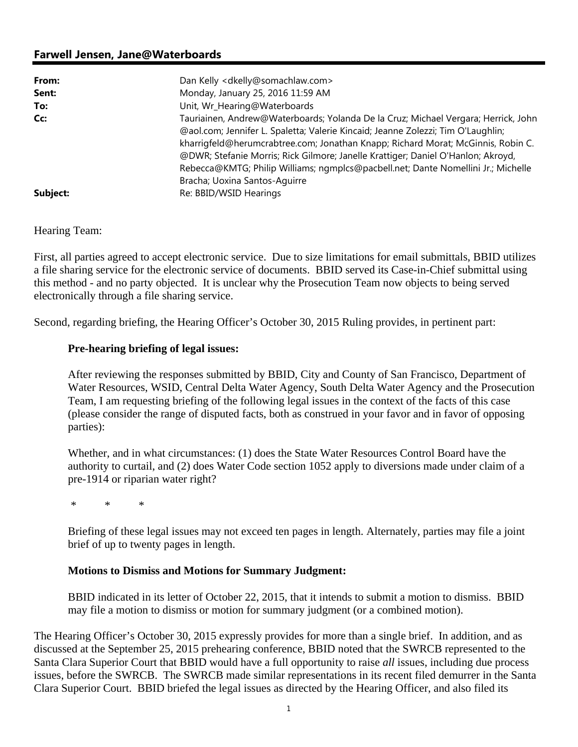## Farwell Jensen, Jane@Waterboards

| | |
|---|---|
| **From:** | Dan Kelly <dkelly@somachlaw.com> |
| **Sent:** | Monday, January 25, 2016 11:59 AM |
| **To:** | Unit, Wr_Hearing@Waterboards |
| **Cc:** | Tauriainen, Andrew@Waterboards; Yolanda De la Cruz; Michael Vergara; Herrick, John @aol.com; Jennifer L. Spaletta; Valerie Kincaid; Jeanne Zolezzi; Tim O'Laughlin; kharrigfeld@herumcrabtree.com; Jonathan Knapp; Richard Morat; McGinnis, Robin C. @DWR; Stefanie Morris; Rick Gilmore; Janelle Krattiger; Daniel O'Hanlon; Akroyd, Rebecca@KMTG; Philip Williams; ngmplcs@pacbell.net; Dante Nomellini Jr.; Michelle Bracha; Uoxina Santos-Aguirre |
| **Subject:** | Re: BBID/WSID Hearings |

Hearing Team:

First, all parties agreed to accept electronic service. Due to size limitations for email submittals, BBID utilizes a file sharing service for the electronic service of documents. BBID served its Case-in-Chief submittal using this method - and no party objected. It is unclear why the Prosecution Team now objects to being served electronically through a file sharing service.

Second, regarding briefing, the Hearing Officer's October 30, 2015 Ruling provides, in pertinent part:

> **Pre-hearing briefing of legal issues:**
>
> After reviewing the responses submitted by BBID, City and County of San Francisco, Department of Water Resources, WSID, Central Delta Water Agency, South Delta Water Agency and the Prosecution Team, I am requesting briefing of the following legal issues in the context of the facts of this case (please consider the range of disputed facts, both as construed in your favor and in favor of opposing parties):
>
> Whether, and in what circumstances: (1) does the State Water Resources Control Board have the authority to curtail, and (2) does Water Code section 1052 apply to diversions made under claim of a pre-1914 or riparian water right?
>
> \* \* \*
>
> Briefing of these legal issues may not exceed ten pages in length. Alternately, parties may file a joint brief of up to twenty pages in length.
>
> **Motions to Dismiss and Motions for Summary Judgment:**
>
> BBID indicated in its letter of October 22, 2015, that it intends to submit a motion to dismiss. BBID may file a motion to dismiss or motion for summary judgment (or a combined motion).

The Hearing Officer's October 30, 2015 expressly provides for more than a single brief. In addition, and as discussed at the September 25, 2015 prehearing conference, BBID noted that the SWRCB represented to the Santa Clara Superior Court that BBID would have a full opportunity to raise *all* issues, including due process issues, before the SWRCB. The SWRCB made similar representations in its recent filed demurrer in the Santa Clara Superior Court. BBID briefed the legal issues as directed by the Hearing Officer, and also filed its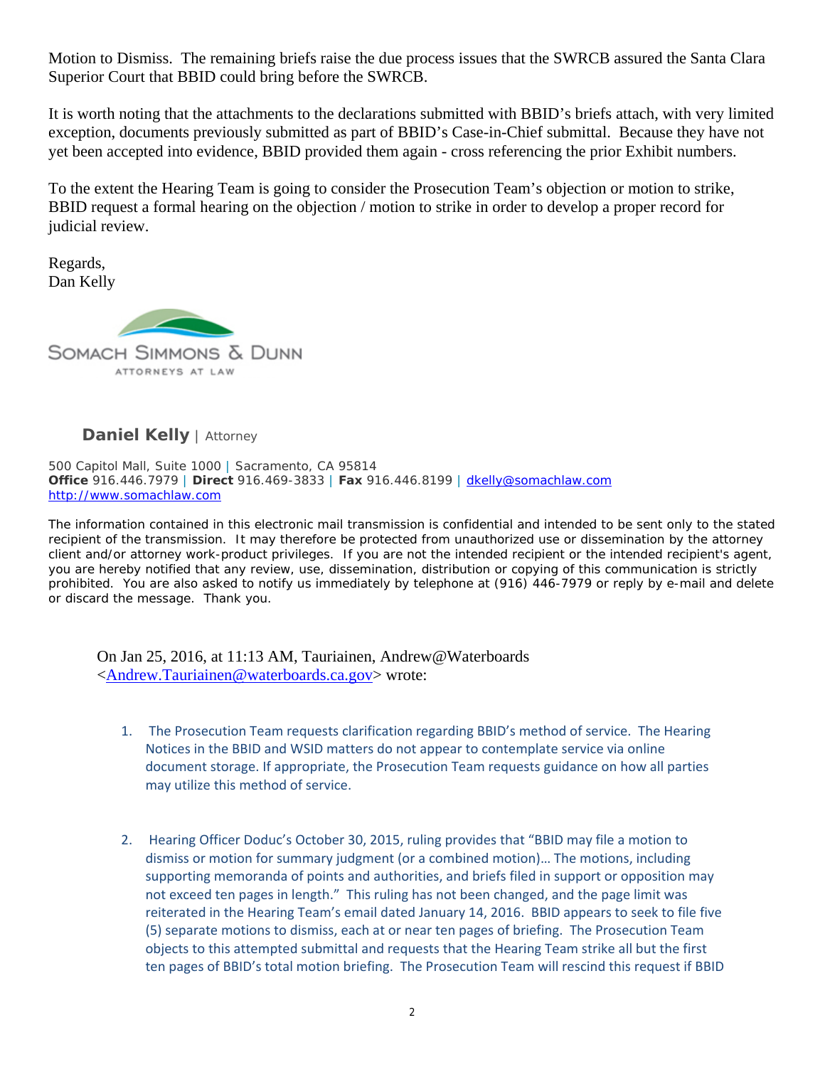Motion to Dismiss. The remaining briefs raise the due process issues that the SWRCB assured the Santa Clara Superior Court that BBID could bring before the SWRCB.

It is worth noting that the attachments to the declarations submitted with BBID's briefs attach, with very limited exception, documents previously submitted as part of BBID's Case-in-Chief submittal. Because they have not yet been accepted into evidence, BBID provided them again - cross referencing the prior Exhibit numbers.

To the extent the Hearing Team is going to consider the Prosecution Team's objection or motion to strike, BBID request a formal hearing on the objection / motion to strike in order to develop a proper record for judicial review.

Regards,
Dan Kelly

SOMACH SIMMONS & DUNN
ATTORNEYS AT LAW

**Daniel Kelly** | Attorney

500 Capitol Mall, Suite 1000 | Sacramento, CA 95814
**Office** 916.446.7979 | **Direct** 916.469-3833 | **Fax** 916.446.8199 | dkelly@somachlaw.com
http://www.somachlaw.com

The information contained in this electronic mail transmission is confidential and intended to be sent only to the stated recipient of the transmission. It may therefore be protected from unauthorized use or dissemination by the attorney client and/or attorney work-product privileges. If you are not the intended recipient or the intended recipient's agent, you are hereby notified that any review, use, dissemination, distribution or copying of this communication is strictly prohibited. You are also asked to notify us immediately by telephone at (916) 446-7979 or reply by e-mail and delete or discard the message. Thank you.

> On Jan 25, 2016, at 11:13 AM, Tauriainen, Andrew@Waterboards <Andrew.Tauriainen@waterboards.ca.gov> wrote:
>
> 1. The Prosecution Team requests clarification regarding BBID's method of service. The Hearing Notices in the BBID and WSID matters do not appear to contemplate service via online document storage. If appropriate, the Prosecution Team requests guidance on how all parties may utilize this method of service.
>
> 2. Hearing Officer Doduc's October 30, 2015, ruling provides that "BBID may file a motion to dismiss or motion for summary judgment (or a combined motion)… The motions, including supporting memoranda of points and authorities, and briefs filed in support or opposition may not exceed ten pages in length." This ruling has not been changed, and the page limit was reiterated in the Hearing Team's email dated January 14, 2016. BBID appears to seek to file five (5) separate motions to dismiss, each at or near ten pages of briefing. The Prosecution Team objects to this attempted submittal and requests that the Hearing Team strike all but the first ten pages of BBID's total motion briefing. The Prosecution Team will rescind this request if BBID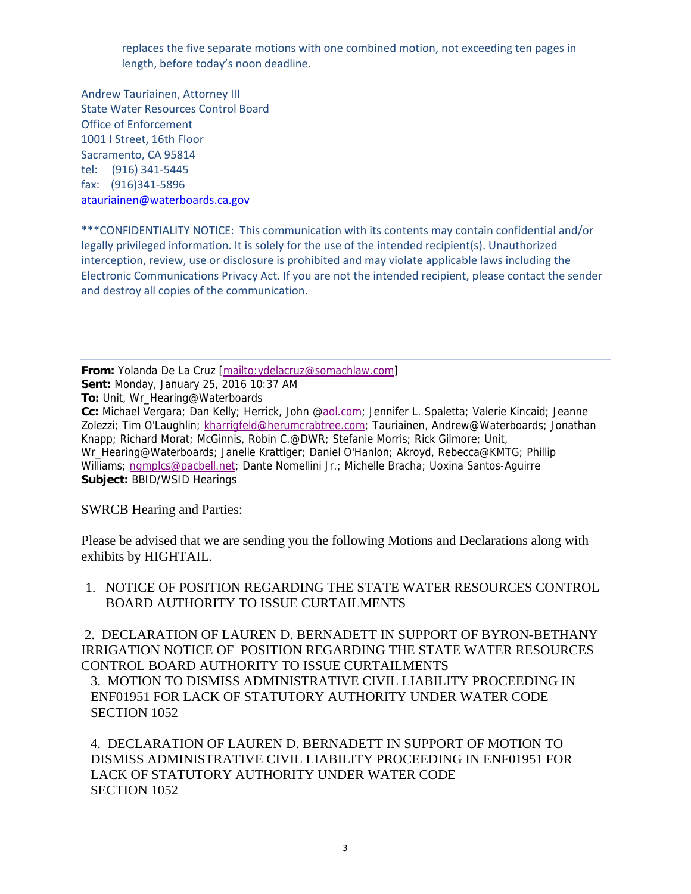replaces the five separate motions with one combined motion, not exceeding ten pages in length, before today's noon deadline.

Andrew Tauriainen, Attorney III
State Water Resources Control Board
Office of Enforcement
1001 I Street, 16th Floor
Sacramento, CA 95814
tel: (916) 341-5445
fax: (916)341-5896
atauriainen@waterboards.ca.gov

***CONFIDENTIALITY NOTICE: This communication with its contents may contain confidential and/or legally privileged information. It is solely for the use of the intended recipient(s). Unauthorized interception, review, use or disclosure is prohibited and may violate applicable laws including the Electronic Communications Privacy Act. If you are not the intended recipient, please contact the sender and destroy all copies of the communication.

---

**From:** Yolanda De La Cruz [mailto:ydelacruz@somachlaw.com]
**Sent:** Monday, January 25, 2016 10:37 AM
**To:** Unit, Wr_Hearing@Waterboards
**Cc:** Michael Vergara; Dan Kelly; Herrick, John @aol.com; Jennifer L. Spaletta; Valerie Kincaid; Jeanne Zolezzi; Tim O'Laughlin; kharrigfeld@herumcrabtree.com; Tauriainen, Andrew@Waterboards; Jonathan Knapp; Richard Morat; McGinnis, Robin C.@DWR; Stefanie Morris; Rick Gilmore; Unit, Wr_Hearing@Waterboards; Janelle Krattiger; Daniel O'Hanlon; Akroyd, Rebecca@KMTG; Phillip Williams; ngmplcs@pacbell.net; Dante Nomellini Jr.; Michelle Bracha; Uoxina Santos-Aguirre
**Subject:** BBID/WSID Hearings

SWRCB Hearing and Parties:

Please be advised that we are sending you the following Motions and Declarations along with exhibits by HIGHTAIL.

1. NOTICE OF POSITION REGARDING THE STATE WATER RESOURCES CONTROL BOARD AUTHORITY TO ISSUE CURTAILMENTS

2. DECLARATION OF LAUREN D. BERNADETT IN SUPPORT OF BYRON-BETHANY IRRIGATION NOTICE OF POSITION REGARDING THE STATE WATER RESOURCES CONTROL BOARD AUTHORITY TO ISSUE CURTAILMENTS

3. MOTION TO DISMISS ADMINISTRATIVE CIVIL LIABILITY PROCEEDING IN ENF01951 FOR LACK OF STATUTORY AUTHORITY UNDER WATER CODE SECTION 1052

4. DECLARATION OF LAUREN D. BERNADETT IN SUPPORT OF MOTION TO DISMISS ADMINISTRATIVE CIVIL LIABILITY PROCEEDING IN ENF01951 FOR LACK OF STATUTORY AUTHORITY UNDER WATER CODE SECTION 1052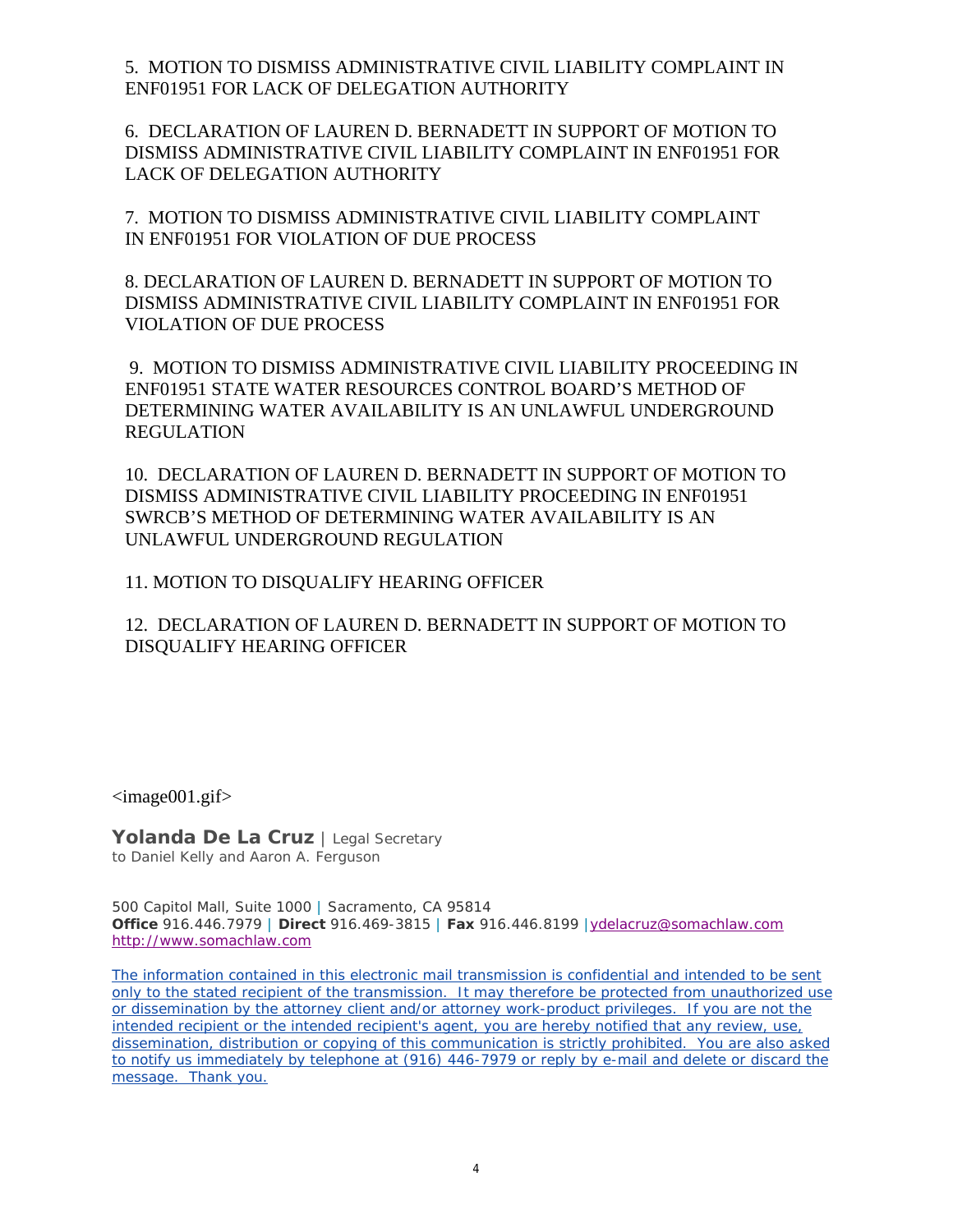5. MOTION TO DISMISS ADMINISTRATIVE CIVIL LIABILITY COMPLAINT IN ENF01951 FOR LACK OF DELEGATION AUTHORITY

6. DECLARATION OF LAUREN D. BERNADETT IN SUPPORT OF MOTION TO DISMISS ADMINISTRATIVE CIVIL LIABILITY COMPLAINT IN ENF01951 FOR LACK OF DELEGATION AUTHORITY

7. MOTION TO DISMISS ADMINISTRATIVE CIVIL LIABILITY COMPLAINT IN ENF01951 FOR VIOLATION OF DUE PROCESS

8. DECLARATION OF LAUREN D. BERNADETT IN SUPPORT OF MOTION TO DISMISS ADMINISTRATIVE CIVIL LIABILITY COMPLAINT IN ENF01951 FOR VIOLATION OF DUE PROCESS

9. MOTION TO DISMISS ADMINISTRATIVE CIVIL LIABILITY PROCEEDING IN ENF01951 STATE WATER RESOURCES CONTROL BOARD'S METHOD OF DETERMINING WATER AVAILABILITY IS AN UNLAWFUL UNDERGROUND REGULATION

10. DECLARATION OF LAUREN D. BERNADETT IN SUPPORT OF MOTION TO DISMISS ADMINISTRATIVE CIVIL LIABILITY PROCEEDING IN ENF01951 SWRCB'S METHOD OF DETERMINING WATER AVAILABILITY IS AN UNLAWFUL UNDERGROUND REGULATION

11. MOTION TO DISQUALIFY HEARING OFFICER

12. DECLARATION OF LAUREN D. BERNADETT IN SUPPORT OF MOTION TO DISQUALIFY HEARING OFFICER

<image001.gif>

**Yolanda De La Cruz** | Legal Secretary
to Daniel Kelly and Aaron A. Ferguson

500 Capitol Mall, Suite 1000 | Sacramento, CA 95814
**Office** 916.446.7979 | **Direct** 916.469-3815 | **Fax** 916.446.8199 | ydelacruz@somachlaw.com
http://www.somachlaw.com

*The information contained in this electronic mail transmission is confidential and intended to be sent only to the stated recipient of the transmission. It may therefore be protected from unauthorized use or dissemination by the attorney client and/or attorney work-product privileges. If you are not the intended recipient or the intended recipient's agent, you are hereby notified that any review, use, dissemination, distribution or copying of this communication is strictly prohibited. You are also asked to notify us immediately by telephone at (916) 446-7979 or reply by e-mail and delete or discard the message. Thank you.*